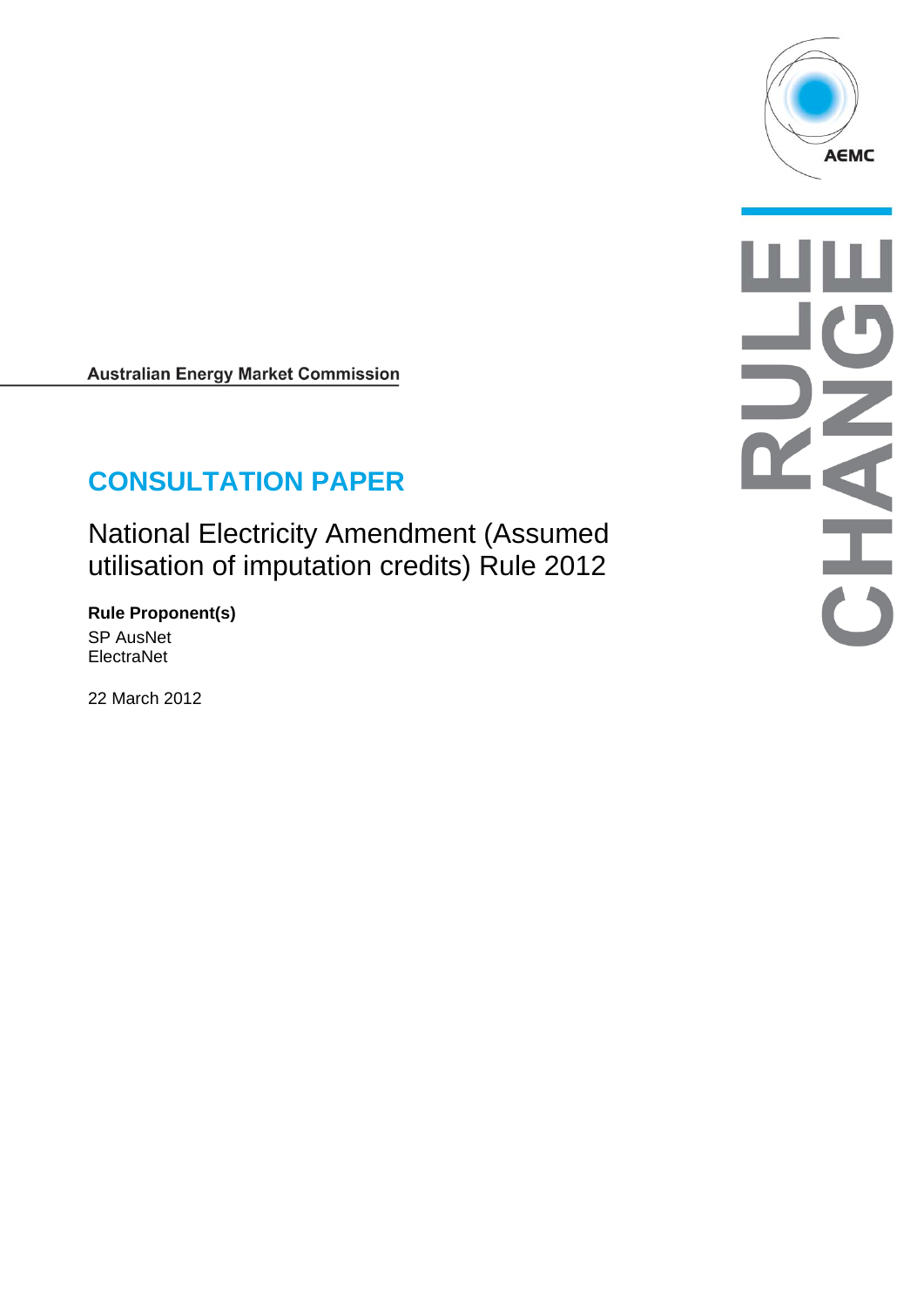Australian Energy Market Commission

# CONSULTATION PAPER

## National Electricity Amendment (Assumed utilisation of imputation credits) Rule 2012

**Rule Proponent(s)**

SP AusNet
ElectraNet

22 March 2012

RULE CHANGE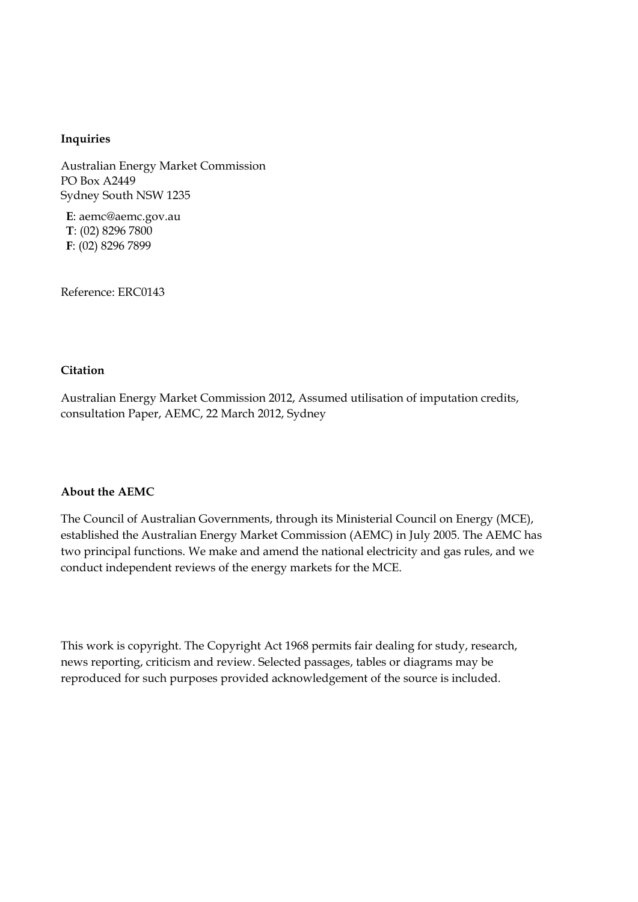**Inquiries**

Australian Energy Market Commission
PO Box A2449
Sydney South NSW 1235

**E**: aemc@aemc.gov.au
**T**: (02) 8296 7800
**F**: (02) 8296 7899

Reference: ERC0143

**Citation**

Australian Energy Market Commission 2012, Assumed utilisation of imputation credits, consultation Paper, AEMC, 22 March 2012, Sydney

**About the AEMC**

The Council of Australian Governments, through its Ministerial Council on Energy (MCE), established the Australian Energy Market Commission (AEMC) in July 2005. The AEMC has two principal functions. We make and amend the national electricity and gas rules, and we conduct independent reviews of the energy markets for the MCE.

This work is copyright. The Copyright Act 1968 permits fair dealing for study, research, news reporting, criticism and review. Selected passages, tables or diagrams may be reproduced for such purposes provided acknowledgement of the source is included.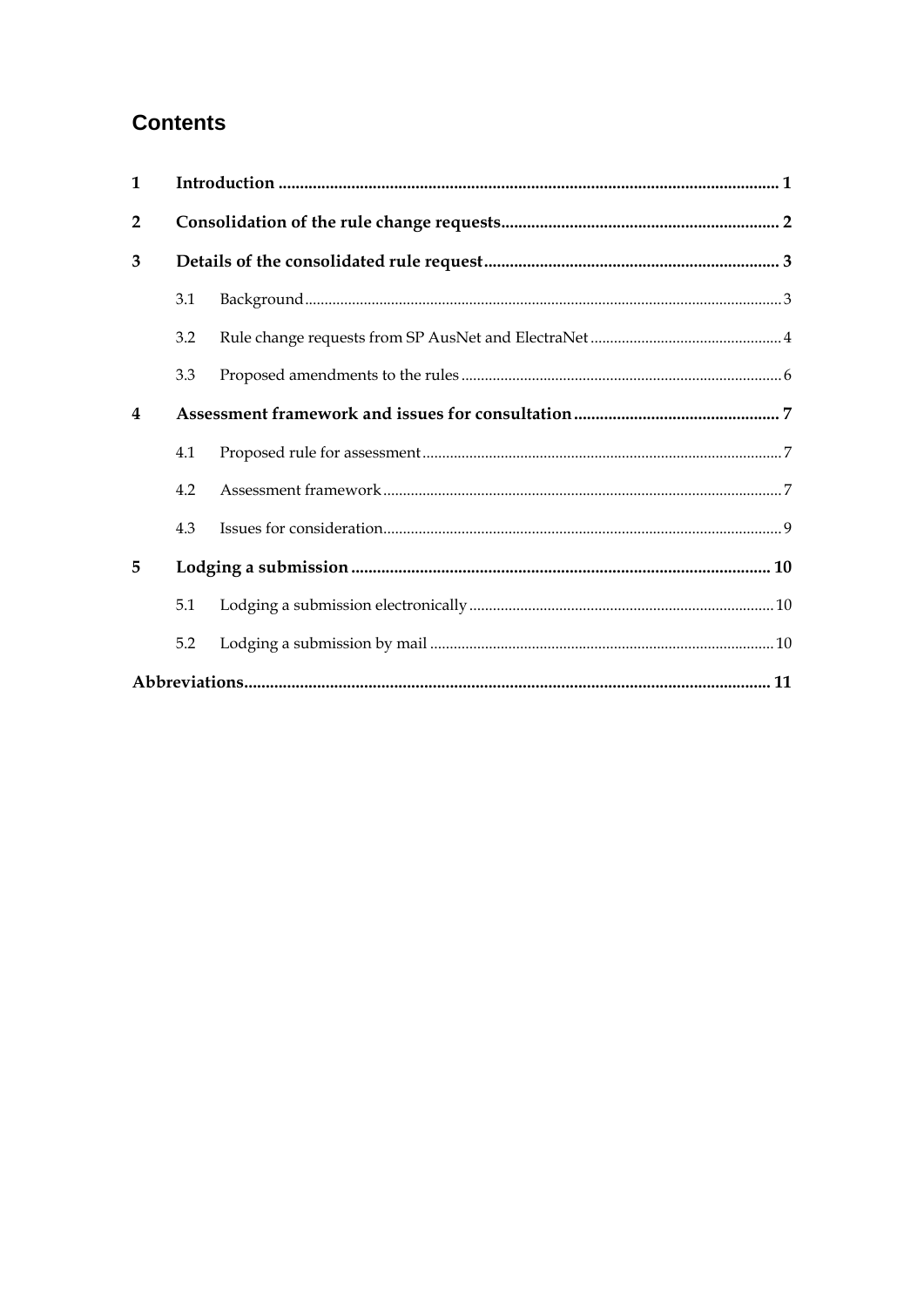# Contents

| | | |
|---|---|---|
| **1** | **Introduction** | **1** |
| **2** | **Consolidation of the rule change requests** | **2** |
| **3** | **Details of the consolidated rule request** | **3** |
| 3.1 | Background | 3 |
| 3.2 | Rule change requests from SP AusNet and ElectraNet | 4 |
| 3.3 | Proposed amendments to the rules | 6 |
| **4** | **Assessment framework and issues for consultation** | **7** |
| 4.1 | Proposed rule for assessment | 7 |
| 4.2 | Assessment framework | 7 |
| 4.3 | Issues for consideration | 9 |
| **5** | **Lodging a submission** | **10** |
| 5.1 | Lodging a submission electronically | 10 |
| 5.2 | Lodging a submission by mail | 10 |
| **Abbreviations** | | **11** |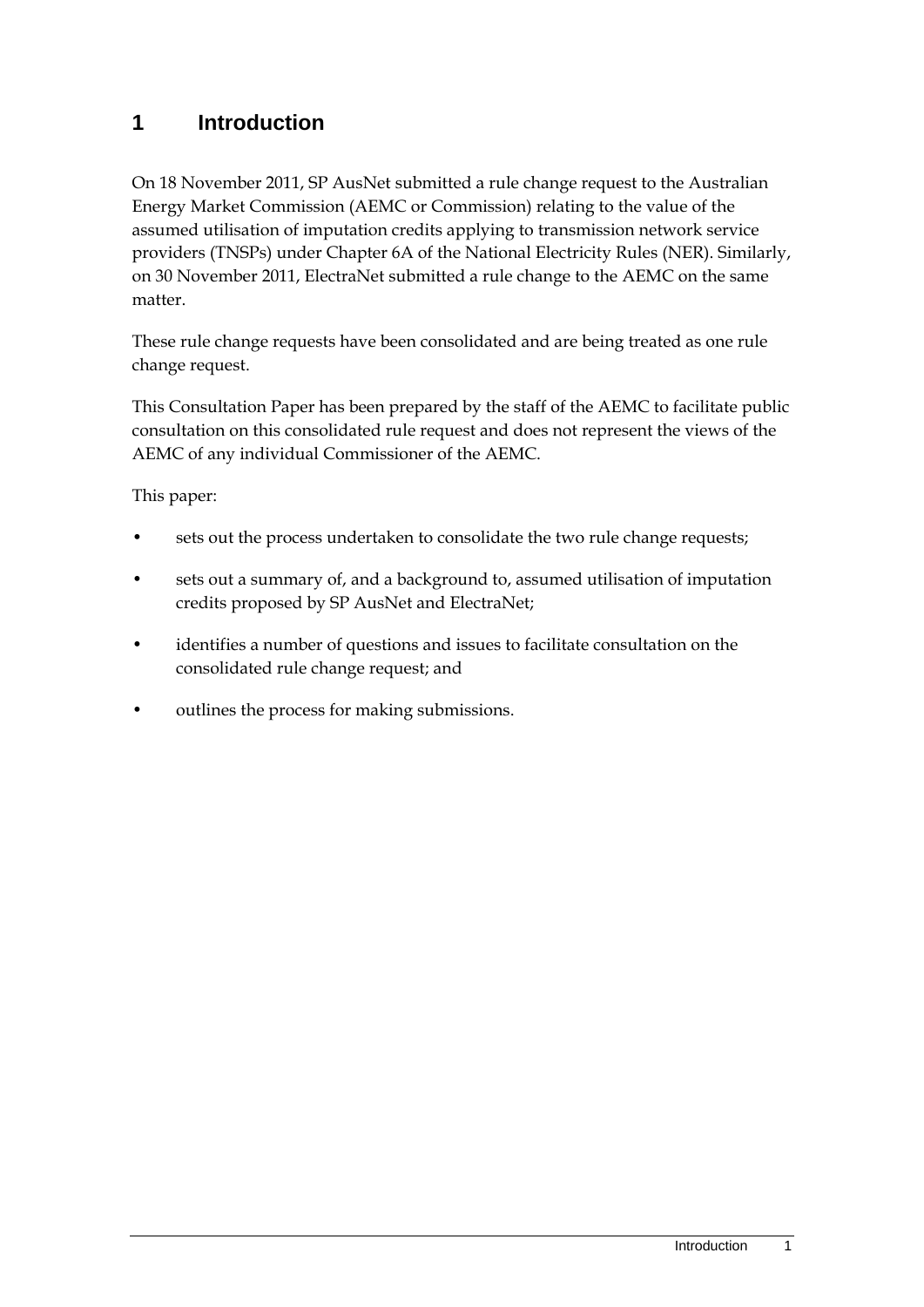# 1 Introduction

On 18 November 2011, SP AusNet submitted a rule change request to the Australian Energy Market Commission (AEMC or Commission) relating to the value of the assumed utilisation of imputation credits applying to transmission network service providers (TNSPs) under Chapter 6A of the National Electricity Rules (NER). Similarly, on 30 November 2011, ElectraNet submitted a rule change to the AEMC on the same matter.

These rule change requests have been consolidated and are being treated as one rule change request.

This Consultation Paper has been prepared by the staff of the AEMC to facilitate public consultation on this consolidated rule request and does not represent the views of the AEMC of any individual Commissioner of the AEMC.

This paper:

- sets out the process undertaken to consolidate the two rule change requests;
- sets out a summary of, and a background to, assumed utilisation of imputation credits proposed by SP AusNet and ElectraNet;
- identifies a number of questions and issues to facilitate consultation on the consolidated rule change request; and
- outlines the process for making submissions.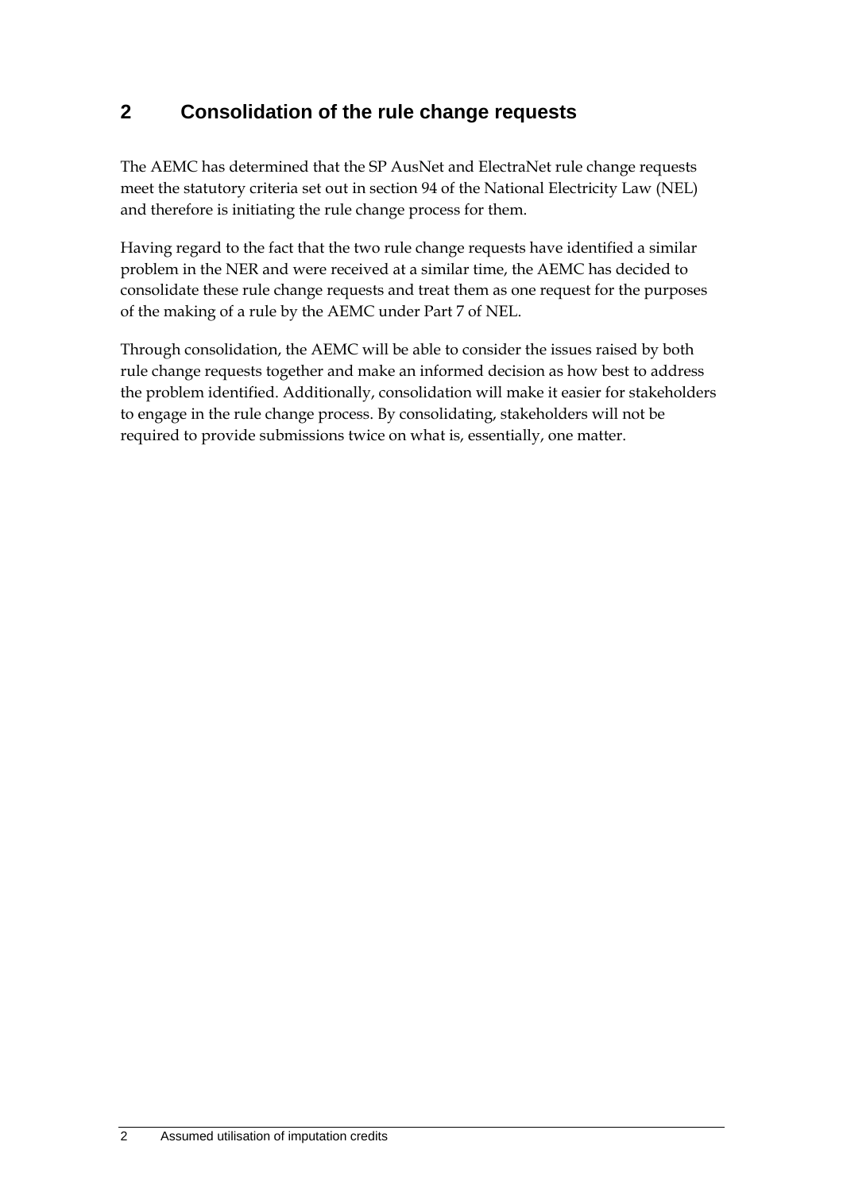# 2 Consolidation of the rule change requests

The AEMC has determined that the SP AusNet and ElectraNet rule change requests meet the statutory criteria set out in section 94 of the National Electricity Law (NEL) and therefore is initiating the rule change process for them.

Having regard to the fact that the two rule change requests have identified a similar problem in the NER and were received at a similar time, the AEMC has decided to consolidate these rule change requests and treat them as one request for the purposes of the making of a rule by the AEMC under Part 7 of NEL.

Through consolidation, the AEMC will be able to consider the issues raised by both rule change requests together and make an informed decision as how best to address the problem identified. Additionally, consolidation will make it easier for stakeholders to engage in the rule change process. By consolidating, stakeholders will not be required to provide submissions twice on what is, essentially, one matter.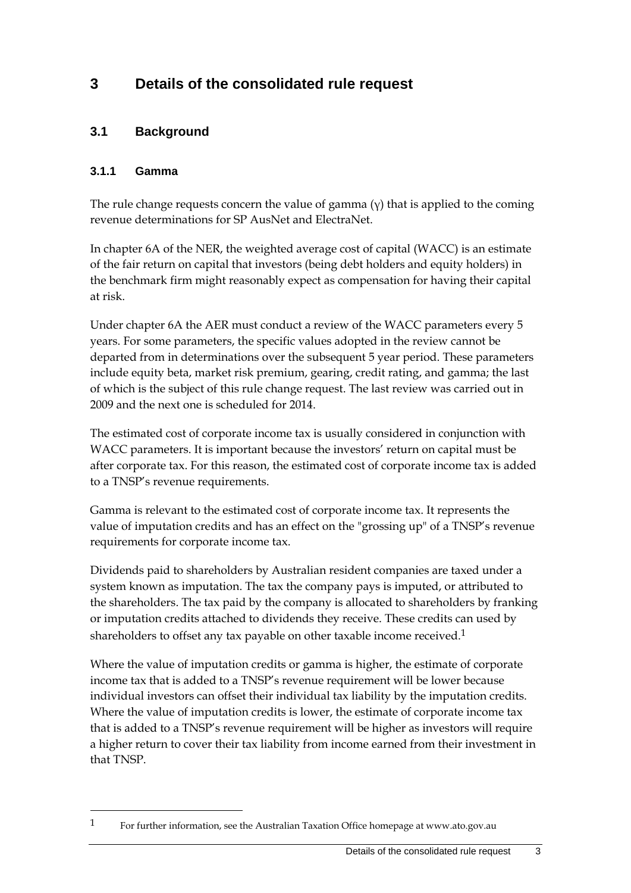# 3 Details of the consolidated rule request

## 3.1 Background

### 3.1.1 Gamma

The rule change requests concern the value of gamma ($\gamma$) that is applied to the coming revenue determinations for SP AusNet and ElectraNet.

In chapter 6A of the NER, the weighted average cost of capital (WACC) is an estimate of the fair return on capital that investors (being debt holders and equity holders) in the benchmark firm might reasonably expect as compensation for having their capital at risk.

Under chapter 6A the AER must conduct a review of the WACC parameters every 5 years. For some parameters, the specific values adopted in the review cannot be departed from in determinations over the subsequent 5 year period. These parameters include equity beta, market risk premium, gearing, credit rating, and gamma; the last of which is the subject of this rule change request. The last review was carried out in 2009 and the next one is scheduled for 2014.

The estimated cost of corporate income tax is usually considered in conjunction with WACC parameters. It is important because the investors' return on capital must be after corporate tax. For this reason, the estimated cost of corporate income tax is added to a TNSP's revenue requirements.

Gamma is relevant to the estimated cost of corporate income tax. It represents the value of imputation credits and has an effect on the "grossing up" of a TNSP's revenue requirements for corporate income tax.

Dividends paid to shareholders by Australian resident companies are taxed under a system known as imputation. The tax the company pays is imputed, or attributed to the shareholders. The tax paid by the company is allocated to shareholders by franking or imputation credits attached to dividends they receive. These credits can used by shareholders to offset any tax payable on other taxable income received.[1]

Where the value of imputation credits or gamma is higher, the estimate of corporate income tax that is added to a TNSP's revenue requirement will be lower because individual investors can offset their individual tax liability by the imputation credits. Where the value of imputation credits is lower, the estimate of corporate income tax that is added to a TNSP's revenue requirement will be higher as investors will require a higher return to cover their tax liability from income earned from their investment in that TNSP.

---

[1] For further information, see the Australian Taxation Office homepage at www.ato.gov.au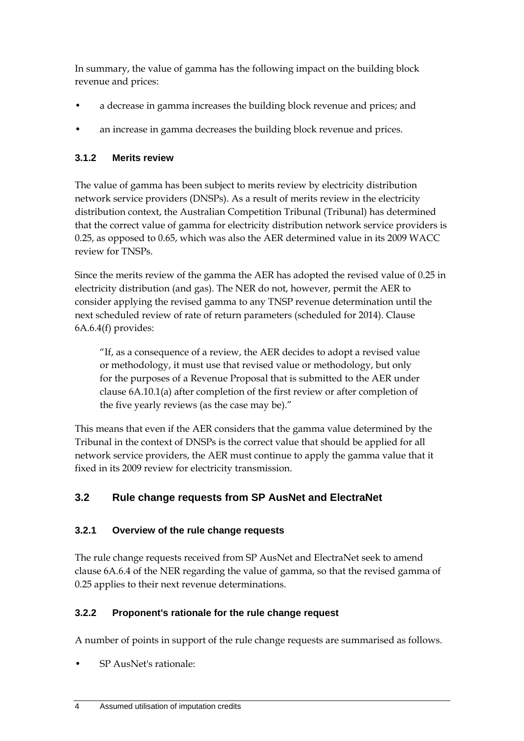In summary, the value of gamma has the following impact on the building block revenue and prices:

- a decrease in gamma increases the building block revenue and prices; and
- an increase in gamma decreases the building block revenue and prices.

### 3.1.2 Merits review

The value of gamma has been subject to merits review by electricity distribution network service providers (DNSPs). As a result of merits review in the electricity distribution context, the Australian Competition Tribunal (Tribunal) has determined that the correct value of gamma for electricity distribution network service providers is 0.25, as opposed to 0.65, which was also the AER determined value in its 2009 WACC review for TNSPs.

Since the merits review of the gamma the AER has adopted the revised value of 0.25 in electricity distribution (and gas). The NER do not, however, permit the AER to consider applying the revised gamma to any TNSP revenue determination until the next scheduled review of rate of return parameters (scheduled for 2014). Clause 6A.6.4(f) provides:

> "If, as a consequence of a review, the AER decides to adopt a revised value or methodology, it must use that revised value or methodology, but only for the purposes of a Revenue Proposal that is submitted to the AER under clause 6A.10.1(a) after completion of the first review or after completion of the five yearly reviews (as the case may be)."

This means that even if the AER considers that the gamma value determined by the Tribunal in the context of DNSPs is the correct value that should be applied for all network service providers, the AER must continue to apply the gamma value that it fixed in its 2009 review for electricity transmission.

## 3.2 Rule change requests from SP AusNet and ElectraNet

### 3.2.1 Overview of the rule change requests

The rule change requests received from SP AusNet and ElectraNet seek to amend clause 6A.6.4 of the NER regarding the value of gamma, so that the revised gamma of 0.25 applies to their next revenue determinations.

### 3.2.2 Proponent's rationale for the rule change request

A number of points in support of the rule change requests are summarised as follows.

- SP AusNet's rationale: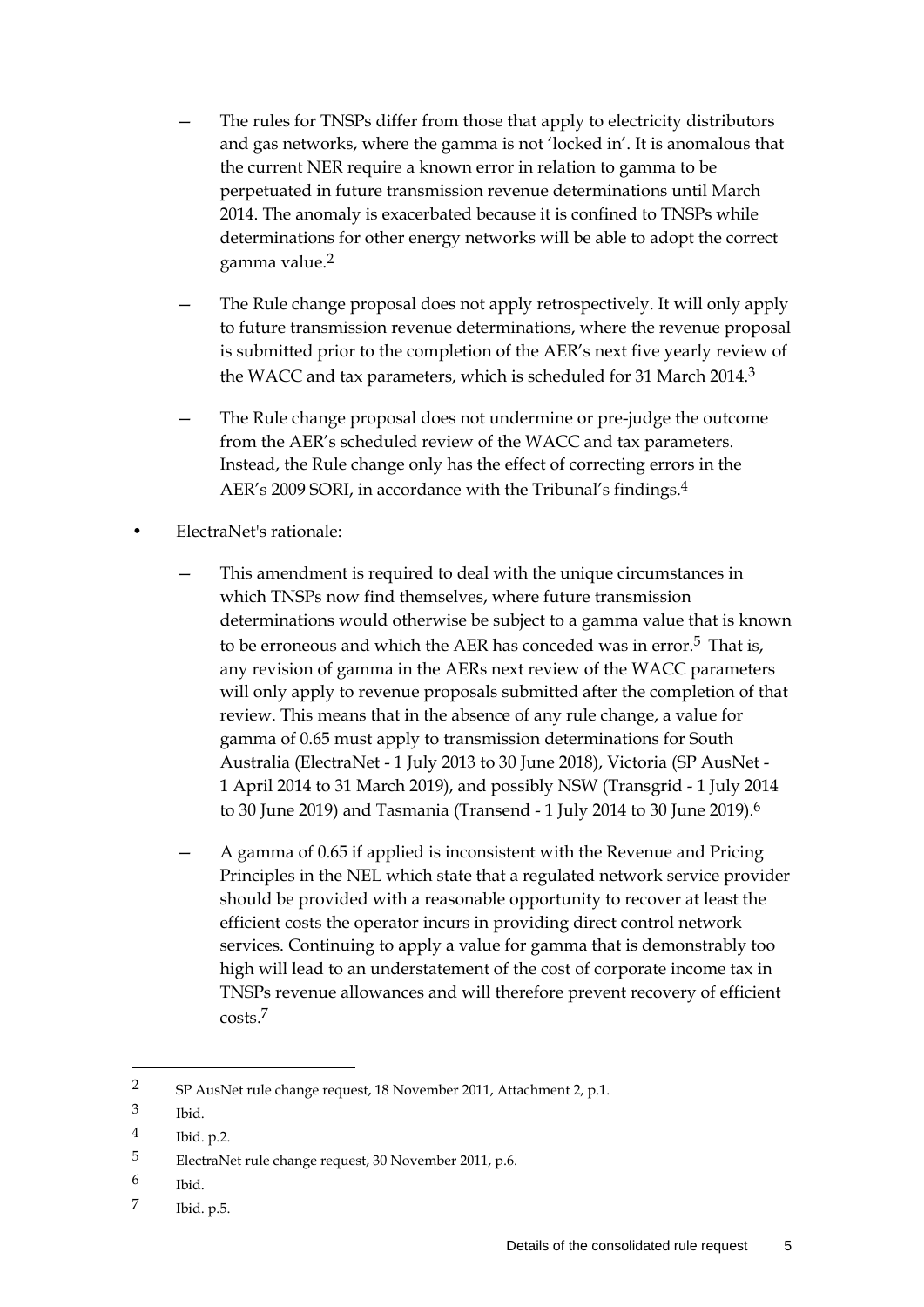- The rules for TNSPs differ from those that apply to electricity distributors and gas networks, where the gamma is not 'locked in'. It is anomalous that the current NER require a known error in relation to gamma to be perpetuated in future transmission revenue determinations until March 2014. The anomaly is exacerbated because it is confined to TNSPs while determinations for other energy networks will be able to adopt the correct gamma value.[2]

- The Rule change proposal does not apply retrospectively. It will only apply to future transmission revenue determinations, where the revenue proposal is submitted prior to the completion of the AER's next five yearly review of the WACC and tax parameters, which is scheduled for 31 March 2014.[3]

- The Rule change proposal does not undermine or pre-judge the outcome from the AER's scheduled review of the WACC and tax parameters. Instead, the Rule change only has the effect of correcting errors in the AER's 2009 SORI, in accordance with the Tribunal's findings.[4]

- ElectraNet's rationale:

  - This amendment is required to deal with the unique circumstances in which TNSPs now find themselves, where future transmission determinations would otherwise be subject to a gamma value that is known to be erroneous and which the AER has conceded was in error.[5] That is, any revision of gamma in the AERs next review of the WACC parameters will only apply to revenue proposals submitted after the completion of that review. This means that in the absence of any rule change, a value for gamma of 0.65 must apply to transmission determinations for South Australia (ElectraNet - 1 July 2013 to 30 June 2018), Victoria (SP AusNet - 1 April 2014 to 31 March 2019), and possibly NSW (Transgrid - 1 July 2014 to 30 June 2019) and Tasmania (Transend - 1 July 2014 to 30 June 2019).[6]

  - A gamma of 0.65 if applied is inconsistent with the Revenue and Pricing Principles in the NEL which state that a regulated network service provider should be provided with a reasonable opportunity to recover at least the efficient costs the operator incurs in providing direct control network services. Continuing to apply a value for gamma that is demonstrably too high will lead to an understatement of the cost of corporate income tax in TNSPs revenue allowances and will therefore prevent recovery of efficient costs.[7]

---

2 SP AusNet rule change request, 18 November 2011, Attachment 2, p.1.

3 Ibid.

4 Ibid. p.2.

5 ElectraNet rule change request, 30 November 2011, p.6.

6 Ibid.

7 Ibid. p.5.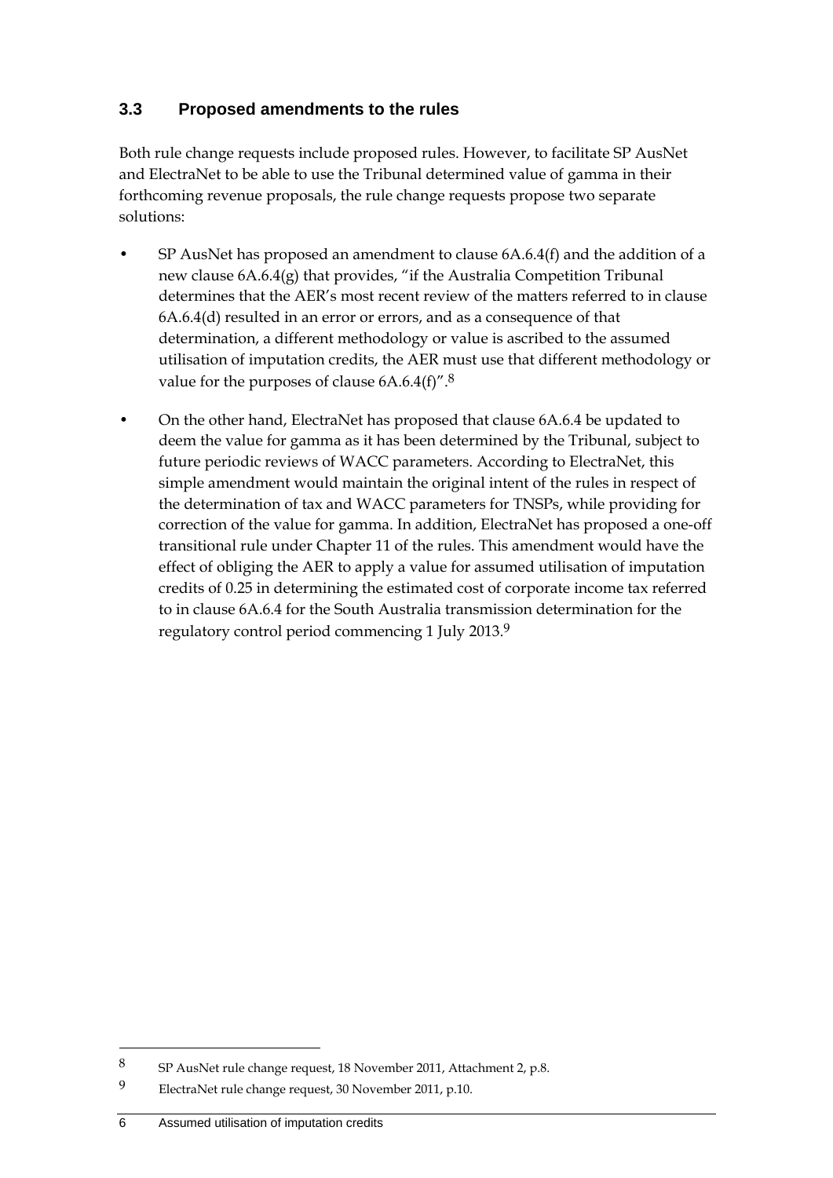## 3.3 Proposed amendments to the rules

Both rule change requests include proposed rules. However, to facilitate SP AusNet and ElectraNet to be able to use the Tribunal determined value of gamma in their forthcoming revenue proposals, the rule change requests propose two separate solutions:

- SP AusNet has proposed an amendment to clause 6A.6.4(f) and the addition of a new clause 6A.6.4(g) that provides, "if the Australia Competition Tribunal determines that the AER's most recent review of the matters referred to in clause 6A.6.4(d) resulted in an error or errors, and as a consequence of that determination, a different methodology or value is ascribed to the assumed utilisation of imputation credits, the AER must use that different methodology or value for the purposes of clause 6A.6.4(f)".[8]
- On the other hand, ElectraNet has proposed that clause 6A.6.4 be updated to deem the value for gamma as it has been determined by the Tribunal, subject to future periodic reviews of WACC parameters. According to ElectraNet, this simple amendment would maintain the original intent of the rules in respect of the determination of tax and WACC parameters for TNSPs, while providing for correction of the value for gamma. In addition, ElectraNet has proposed a one-off transitional rule under Chapter 11 of the rules. This amendment would have the effect of obliging the AER to apply a value for assumed utilisation of imputation credits of 0.25 in determining the estimated cost of corporate income tax referred to in clause 6A.6.4 for the South Australia transmission determination for the regulatory control period commencing 1 July 2013.[9]

---

[8] SP AusNet rule change request, 18 November 2011, Attachment 2, p.8.

[9] ElectraNet rule change request, 30 November 2011, p.10.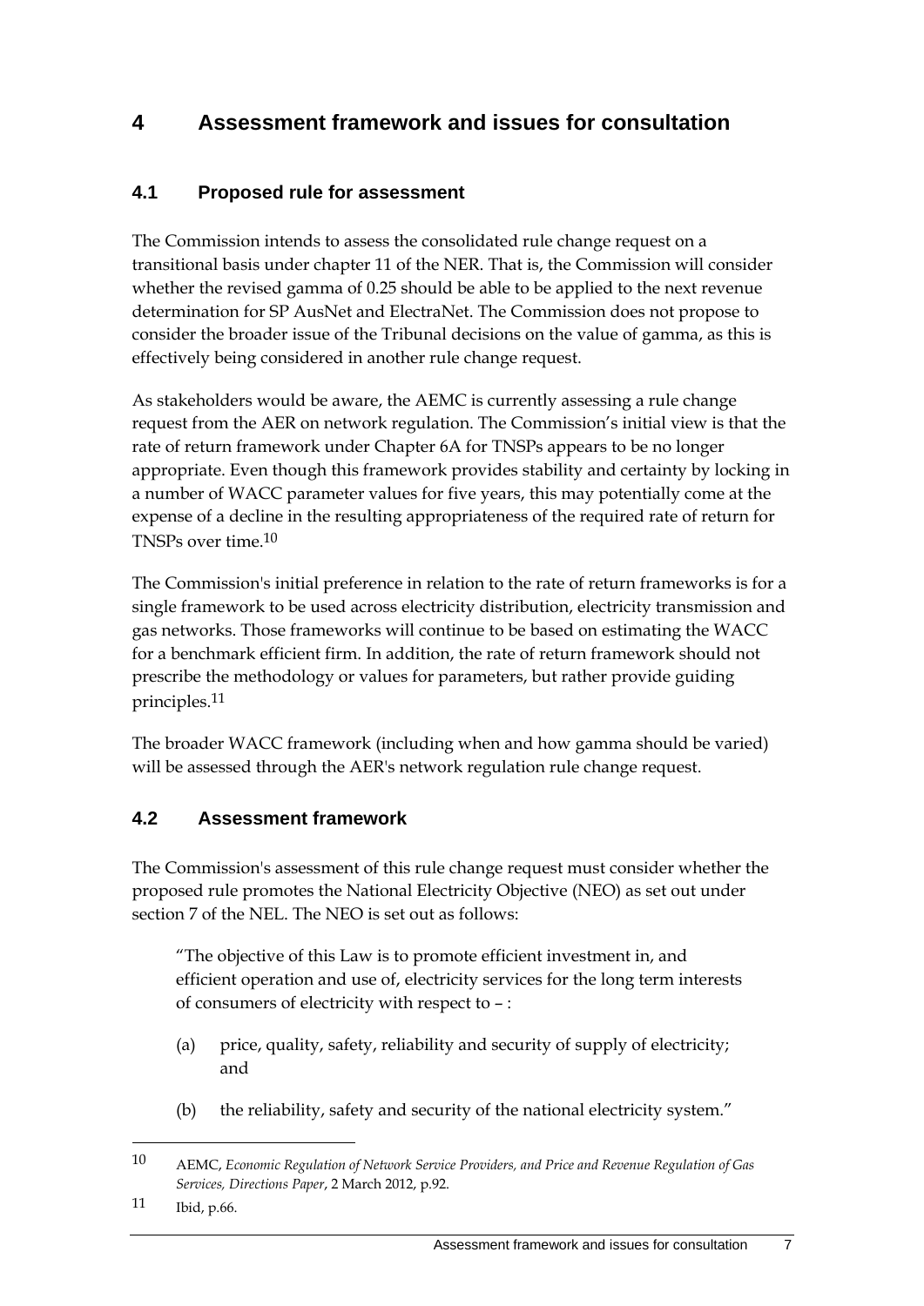# 4 Assessment framework and issues for consultation

## 4.1 Proposed rule for assessment

The Commission intends to assess the consolidated rule change request on a transitional basis under chapter 11 of the NER. That is, the Commission will consider whether the revised gamma of 0.25 should be able to be applied to the next revenue determination for SP AusNet and ElectraNet. The Commission does not propose to consider the broader issue of the Tribunal decisions on the value of gamma, as this is effectively being considered in another rule change request.

As stakeholders would be aware, the AEMC is currently assessing a rule change request from the AER on network regulation. The Commission's initial view is that the rate of return framework under Chapter 6A for TNSPs appears to be no longer appropriate. Even though this framework provides stability and certainty by locking in a number of WACC parameter values for five years, this may potentially come at the expense of a decline in the resulting appropriateness of the required rate of return for TNSPs over time.[10]

The Commission's initial preference in relation to the rate of return frameworks is for a single framework to be used across electricity distribution, electricity transmission and gas networks. Those frameworks will continue to be based on estimating the WACC for a benchmark efficient firm. In addition, the rate of return framework should not prescribe the methodology or values for parameters, but rather provide guiding principles.[11]

The broader WACC framework (including when and how gamma should be varied) will be assessed through the AER's network regulation rule change request.

## 4.2 Assessment framework

The Commission's assessment of this rule change request must consider whether the proposed rule promotes the National Electricity Objective (NEO) as set out under section 7 of the NEL. The NEO is set out as follows:

> "The objective of this Law is to promote efficient investment in, and efficient operation and use of, electricity services for the long term interests of consumers of electricity with respect to – :
>
> (a) price, quality, safety, reliability and security of supply of electricity; and
>
> (b) the reliability, safety and security of the national electricity system."

---

10 AEMC, *Economic Regulation of Network Service Providers, and Price and Revenue Regulation of Gas Services, Directions Paper*, 2 March 2012, p.92.

11 Ibid, p.66.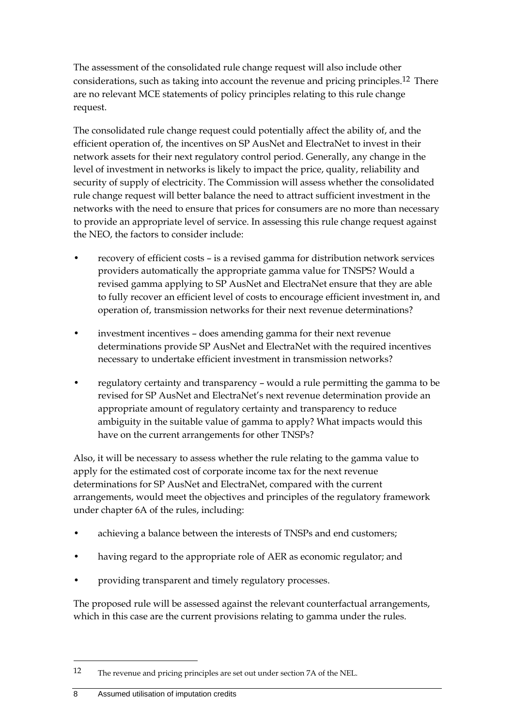The assessment of the consolidated rule change request will also include other considerations, such as taking into account the revenue and pricing principles.[12] There are no relevant MCE statements of policy principles relating to this rule change request.

The consolidated rule change request could potentially affect the ability of, and the efficient operation of, the incentives on SP AusNet and ElectraNet to invest in their network assets for their next regulatory control period. Generally, any change in the level of investment in networks is likely to impact the price, quality, reliability and security of supply of electricity. The Commission will assess whether the consolidated rule change request will better balance the need to attract sufficient investment in the networks with the need to ensure that prices for consumers are no more than necessary to provide an appropriate level of service. In assessing this rule change request against the NEO, the factors to consider include:

- recovery of efficient costs – is a revised gamma for distribution network services providers automatically the appropriate gamma value for TNSPS? Would a revised gamma applying to SP AusNet and ElectraNet ensure that they are able to fully recover an efficient level of costs to encourage efficient investment in, and operation of, transmission networks for their next revenue determinations?
- investment incentives – does amending gamma for their next revenue determinations provide SP AusNet and ElectraNet with the required incentives necessary to undertake efficient investment in transmission networks?
- regulatory certainty and transparency – would a rule permitting the gamma to be revised for SP AusNet and ElectraNet's next revenue determination provide an appropriate amount of regulatory certainty and transparency to reduce ambiguity in the suitable value of gamma to apply? What impacts would this have on the current arrangements for other TNSPs?

Also, it will be necessary to assess whether the rule relating to the gamma value to apply for the estimated cost of corporate income tax for the next revenue determinations for SP AusNet and ElectraNet, compared with the current arrangements, would meet the objectives and principles of the regulatory framework under chapter 6A of the rules, including:

- achieving a balance between the interests of TNSPs and end customers;
- having regard to the appropriate role of AER as economic regulator; and
- providing transparent and timely regulatory processes.

The proposed rule will be assessed against the relevant counterfactual arrangements, which in this case are the current provisions relating to gamma under the rules.

---

[12] The revenue and pricing principles are set out under section 7A of the NEL.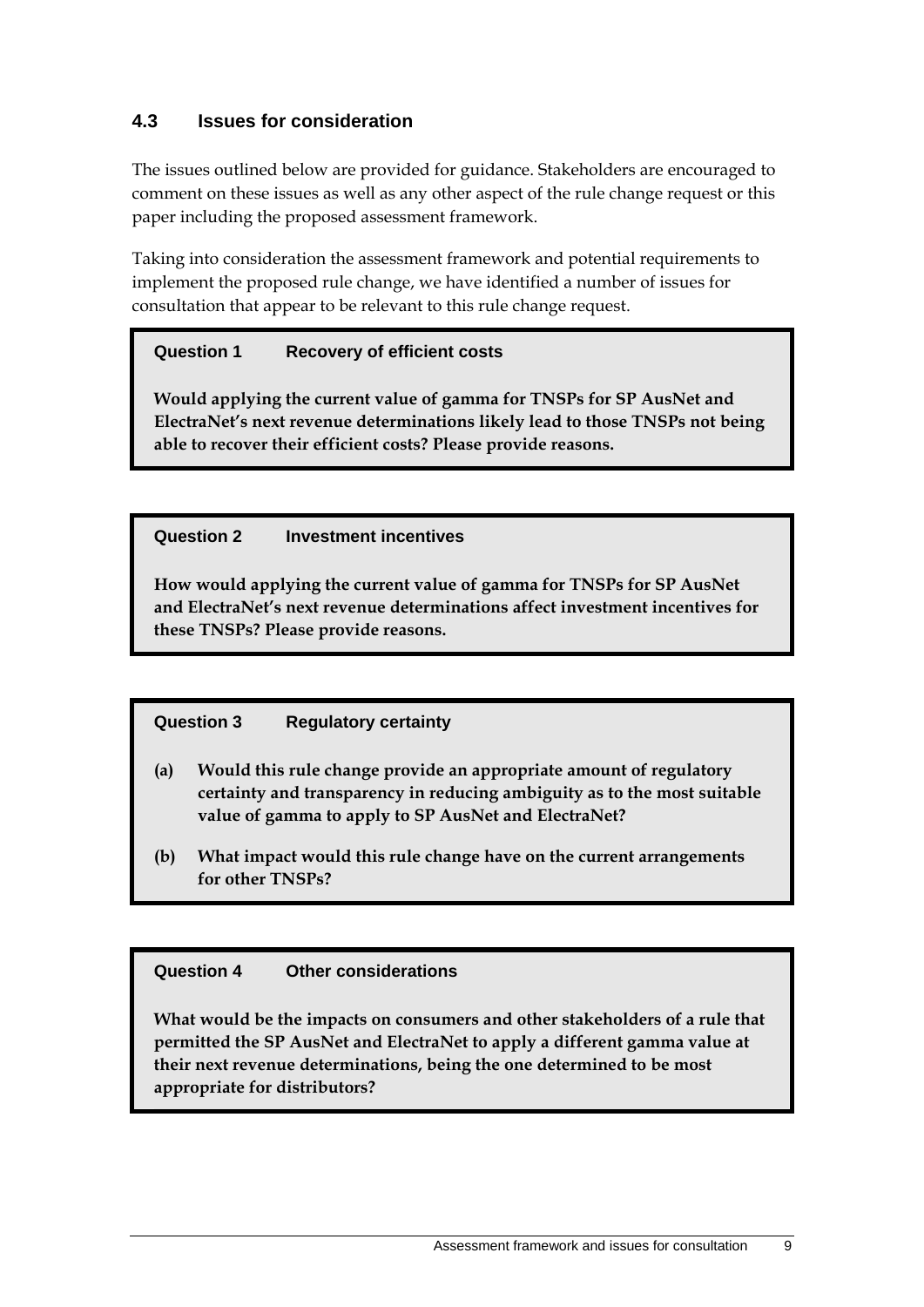## 4.3 Issues for consideration

The issues outlined below are provided for guidance. Stakeholders are encouraged to comment on these issues as well as any other aspect of the rule change request or this paper including the proposed assessment framework.

Taking into consideration the assessment framework and potential requirements to implement the proposed rule change, we have identified a number of issues for consultation that appear to be relevant to this rule change request.

**Question 1 Recovery of efficient costs**

**Would applying the current value of gamma for TNSPs for SP AusNet and ElectraNet's next revenue determinations likely lead to those TNSPs not being able to recover their efficient costs? Please provide reasons.**

**Question 2 Investment incentives**

**How would applying the current value of gamma for TNSPs for SP AusNet and ElectraNet's next revenue determinations affect investment incentives for these TNSPs? Please provide reasons.**

**Question 3 Regulatory certainty**

**(a) Would this rule change provide an appropriate amount of regulatory certainty and transparency in reducing ambiguity as to the most suitable value of gamma to apply to SP AusNet and ElectraNet?**

**(b) What impact would this rule change have on the current arrangements for other TNSPs?**

**Question 4 Other considerations**

**What would be the impacts on consumers and other stakeholders of a rule that permitted the SP AusNet and ElectraNet to apply a different gamma value at their next revenue determinations, being the one determined to be most appropriate for distributors?**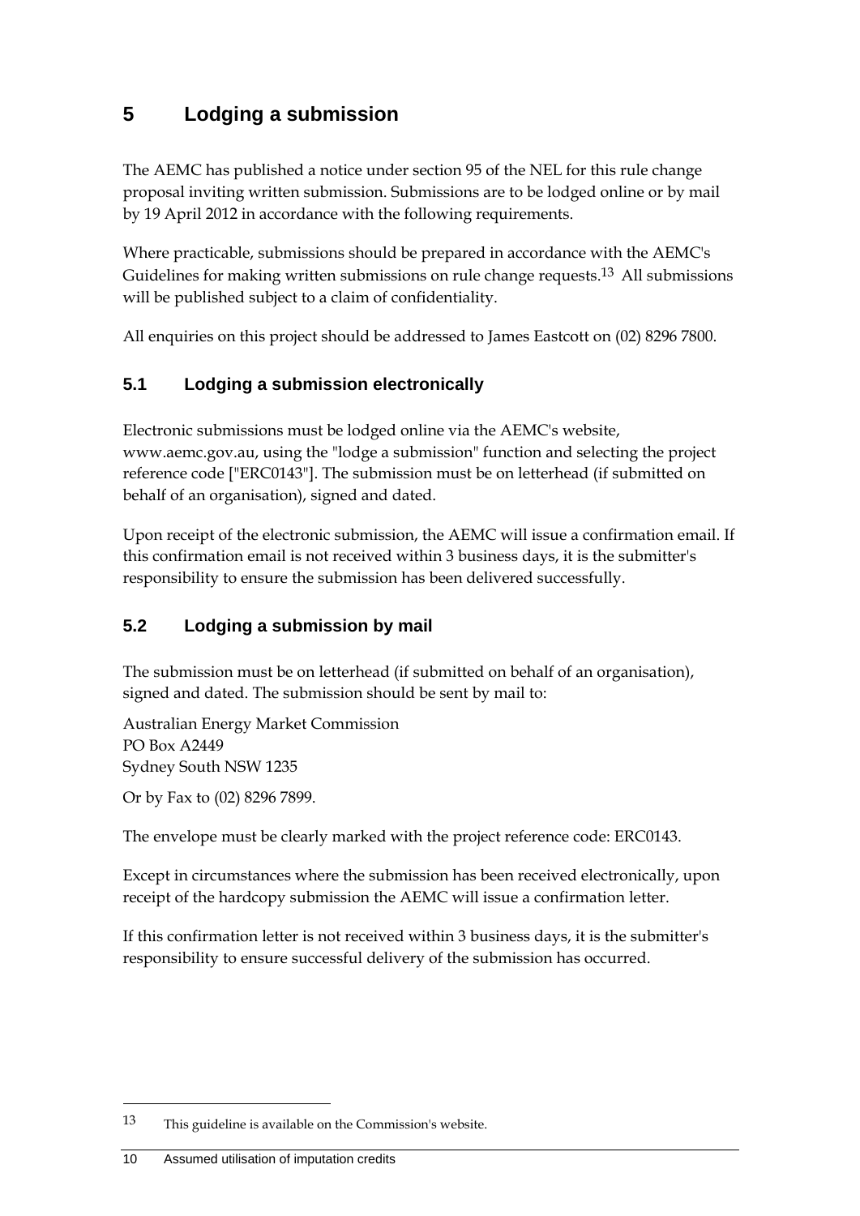# 5 Lodging a submission

The AEMC has published a notice under section 95 of the NEL for this rule change proposal inviting written submission. Submissions are to be lodged online or by mail by 19 April 2012 in accordance with the following requirements.

Where practicable, submissions should be prepared in accordance with the AEMC's Guidelines for making written submissions on rule change requests.[13] All submissions will be published subject to a claim of confidentiality.

All enquiries on this project should be addressed to James Eastcott on (02) 8296 7800.

## 5.1 Lodging a submission electronically

Electronic submissions must be lodged online via the AEMC's website, www.aemc.gov.au, using the "lodge a submission" function and selecting the project reference code ["ERC0143"]. The submission must be on letterhead (if submitted on behalf of an organisation), signed and dated.

Upon receipt of the electronic submission, the AEMC will issue a confirmation email. If this confirmation email is not received within 3 business days, it is the submitter's responsibility to ensure the submission has been delivered successfully.

## 5.2 Lodging a submission by mail

The submission must be on letterhead (if submitted on behalf of an organisation), signed and dated. The submission should be sent by mail to:

Australian Energy Market Commission
PO Box A2449
Sydney South NSW 1235

Or by Fax to (02) 8296 7899.

The envelope must be clearly marked with the project reference code: ERC0143.

Except in circumstances where the submission has been received electronically, upon receipt of the hardcopy submission the AEMC will issue a confirmation letter.

If this confirmation letter is not received within 3 business days, it is the submitter's responsibility to ensure successful delivery of the submission has occurred.

---

[13] This guideline is available on the Commission's website.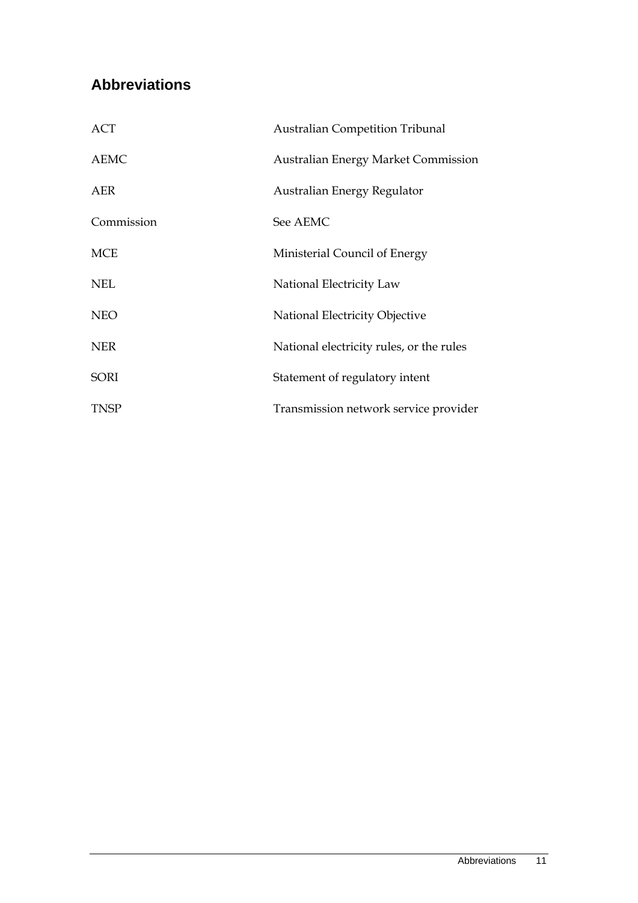## Abbreviations

| | |
|---|---|
| ACT | Australian Competition Tribunal |
| AEMC | Australian Energy Market Commission |
| AER | Australian Energy Regulator |
| Commission | See AEMC |
| MCE | Ministerial Council of Energy |
| NEL | National Electricity Law |
| NEO | National Electricity Objective |
| NER | National electricity rules, or the rules |
| SORI | Statement of regulatory intent |
| TNSP | Transmission network service provider |